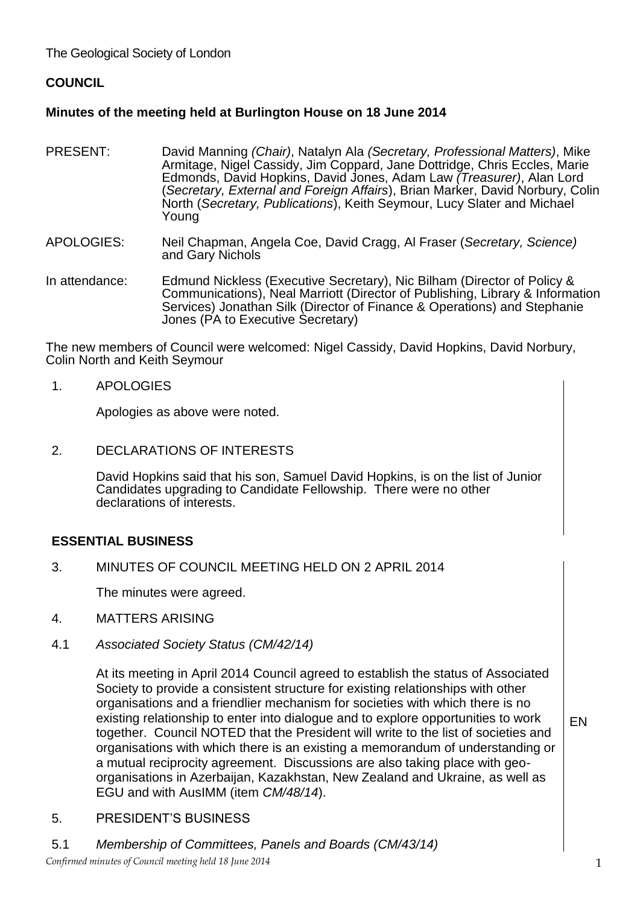The Geological Society of London

**COUNCIL**

**Minutes of the meeting held at Burlington House on 18 June 2014**

PRESENT: David Manning *(Chair)*, Natalyn Ala *(Secretary, Professional Matters)*, Mike Armitage, Nigel Cassidy, Jim Coppard, Jane Dottridge, Chris Eccles, Marie Edmonds, David Hopkins, David Jones, Adam Law *(Treasurer)*, Alan Lord (*Secretary, External and Foreign Affairs*), Brian Marker, David Norbury, Colin North (*Secretary, Publications*), Keith Seymour, Lucy Slater and Michael Young

APOLOGIES: Neil Chapman, Angela Coe, David Cragg, Al Fraser (*Secretary, Science)* and Gary Nichols

In attendance: Edmund Nickless (Executive Secretary), Nic Bilham (Director of Policy & Communications), Neal Marriott (Director of Publishing, Library & Information Services) Jonathan Silk (Director of Finance & Operations) and Stephanie Jones (PA to Executive Secretary)

The new members of Council were welcomed: Nigel Cassidy, David Hopkins, David Norbury, Colin North and Keith Seymour

1. APOLOGIES

   Apologies as above were noted.

2. DECLARATIONS OF INTERESTS

   David Hopkins said that his son, Samuel David Hopkins, is on the list of Junior Candidates upgrading to Candidate Fellowship. There were no other declarations of interests.

**ESSENTIAL BUSINESS**

3. MINUTES OF COUNCIL MEETING HELD ON 2 APRIL 2014

   The minutes were agreed.

4. MATTERS ARISING

4.1 *Associated Society Status (CM/42/14)*

   At its meeting in April 2014 Council agreed to establish the status of Associated Society to provide a consistent structure for existing relationships with other organisations and a friendlier mechanism for societies with which there is no existing relationship to enter into dialogue and to explore opportunities to work together. Council NOTED that the President will write to the list of societies and organisations with which there is an existing a memorandum of understanding or a mutual reciprocity agreement. Discussions are also taking place with geo-organisations in Azerbaijan, Kazakhstan, New Zealand and Ukraine, as well as EGU and with AusIMM (item *CM/48/14*). EN

5. PRESIDENT'S BUSINESS

5.1 *Membership of Committees, Panels and Boards (CM/43/14)*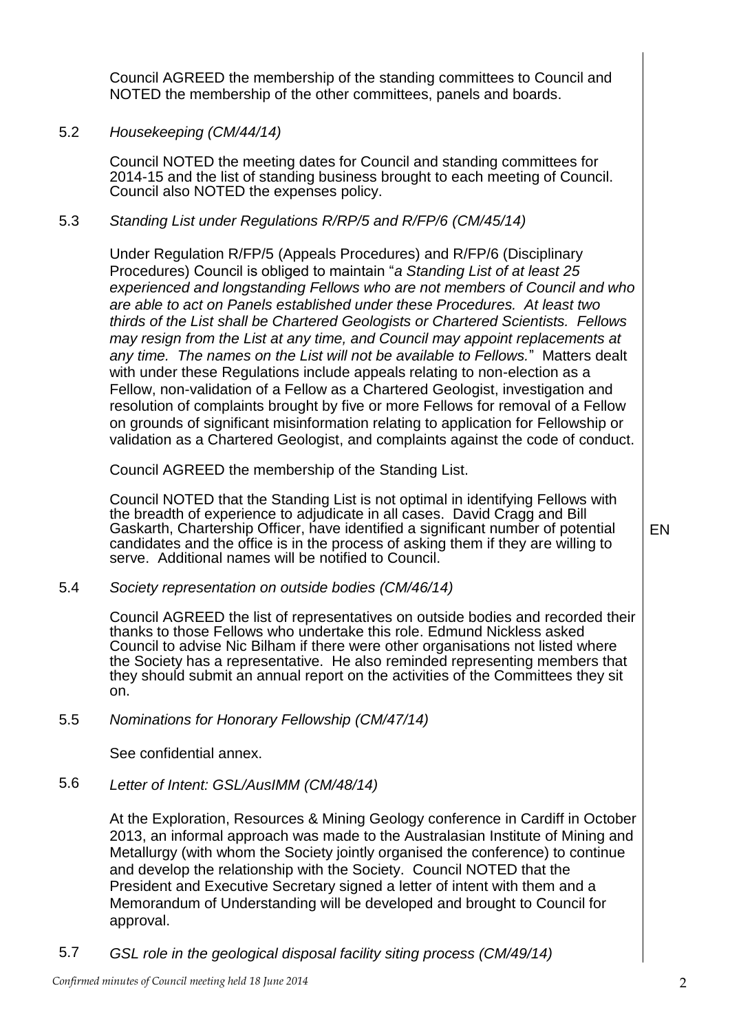Council AGREED the membership of the standing committees to Council and NOTED the membership of the other committees, panels and boards.

5.2 *Housekeeping (CM/44/14)*

Council NOTED the meeting dates for Council and standing committees for 2014-15 and the list of standing business brought to each meeting of Council. Council also NOTED the expenses policy.

5.3 *Standing List under Regulations R/RP/5 and R/FP/6 (CM/45/14)*

Under Regulation R/FP/5 (Appeals Procedures) and R/FP/6 (Disciplinary Procedures) Council is obliged to maintain "*a Standing List of at least 25 experienced and longstanding Fellows who are not members of Council and who are able to act on Panels established under these Procedures. At least two thirds of the List shall be Chartered Geologists or Chartered Scientists. Fellows may resign from the List at any time, and Council may appoint replacements at any time. The names on the List will not be available to Fellows.*" Matters dealt with under these Regulations include appeals relating to non-election as a Fellow, non-validation of a Fellow as a Chartered Geologist, investigation and resolution of complaints brought by five or more Fellows for removal of a Fellow on grounds of significant misinformation relating to application for Fellowship or validation as a Chartered Geologist, and complaints against the code of conduct.

Council AGREED the membership of the Standing List.

Council NOTED that the Standing List is not optimal in identifying Fellows with the breadth of experience to adjudicate in all cases. David Cragg and Bill Gaskarth, Chartership Officer, have identified a significant number of potential candidates and the office is in the process of asking them if they are willing to serve. Additional names will be notified to Council. EN

5.4 *Society representation on outside bodies (CM/46/14)*

Council AGREED the list of representatives on outside bodies and recorded their thanks to those Fellows who undertake this role. Edmund Nickless asked Council to advise Nic Bilham if there were other organisations not listed where the Society has a representative. He also reminded representing members that they should submit an annual report on the activities of the Committees they sit on.

5.5 *Nominations for Honorary Fellowship (CM/47/14)*

See confidential annex.

5.6 *Letter of Intent: GSL/AusIMM (CM/48/14)*

At the Exploration, Resources & Mining Geology conference in Cardiff in October 2013, an informal approach was made to the Australasian Institute of Mining and Metallurgy (with whom the Society jointly organised the conference) to continue and develop the relationship with the Society. Council NOTED that the President and Executive Secretary signed a letter of intent with them and a Memorandum of Understanding will be developed and brought to Council for approval.

5.7 *GSL role in the geological disposal facility siting process (CM/49/14)*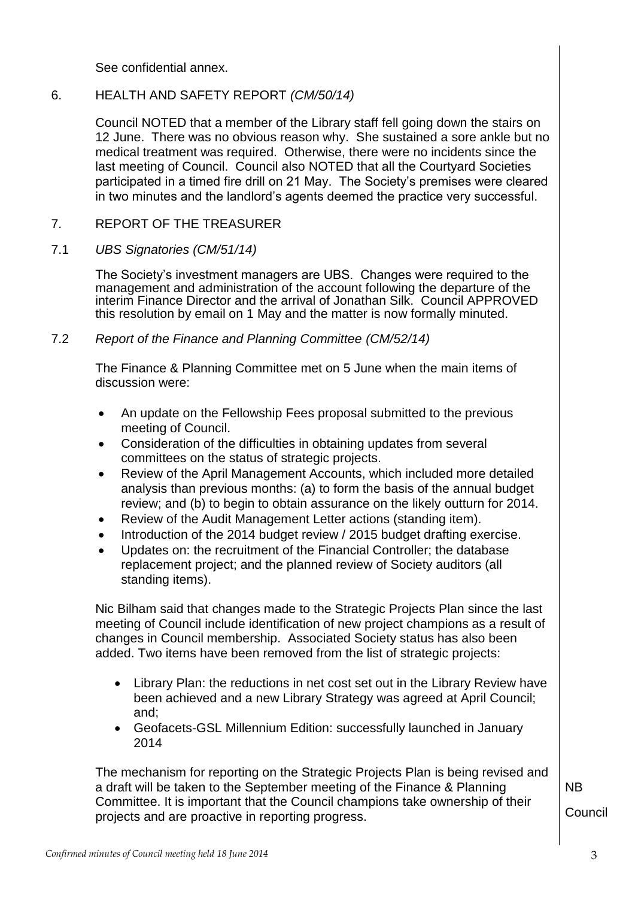See confidential annex.

## 6. HEALTH AND SAFETY REPORT *(CM/50/14)*

Council NOTED that a member of the Library staff fell going down the stairs on 12 June. There was no obvious reason why. She sustained a sore ankle but no medical treatment was required. Otherwise, there were no incidents since the last meeting of Council. Council also NOTED that all the Courtyard Societies participated in a timed fire drill on 21 May. The Society's premises were cleared in two minutes and the landlord's agents deemed the practice very successful.

## 7. REPORT OF THE TREASURER

### 7.1 *UBS Signatories (CM/51/14)*

The Society's investment managers are UBS. Changes were required to the management and administration of the account following the departure of the interim Finance Director and the arrival of Jonathan Silk. Council APPROVED this resolution by email on 1 May and the matter is now formally minuted.

### 7.2 *Report of the Finance and Planning Committee (CM/52/14)*

The Finance & Planning Committee met on 5 June when the main items of discussion were:

- An update on the Fellowship Fees proposal submitted to the previous meeting of Council.
- Consideration of the difficulties in obtaining updates from several committees on the status of strategic projects.
- Review of the April Management Accounts, which included more detailed analysis than previous months: (a) to form the basis of the annual budget review; and (b) to begin to obtain assurance on the likely outturn for 2014.
- Review of the Audit Management Letter actions (standing item).
- Introduction of the 2014 budget review / 2015 budget drafting exercise.
- Updates on: the recruitment of the Financial Controller; the database replacement project; and the planned review of Society auditors (all standing items).

Nic Bilham said that changes made to the Strategic Projects Plan since the last meeting of Council include identification of new project champions as a result of changes in Council membership. Associated Society status has also been added. Two items have been removed from the list of strategic projects:

- Library Plan: the reductions in net cost set out in the Library Review have been achieved and a new Library Strategy was agreed at April Council; and;
- Geofacets-GSL Millennium Edition: successfully launched in January 2014

The mechanism for reporting on the Strategic Projects Plan is being revised and a draft will be taken to the September meeting of the Finance & Planning Committee. It is important that the Council champions take ownership of their projects and are proactive in reporting progress. — NB / Council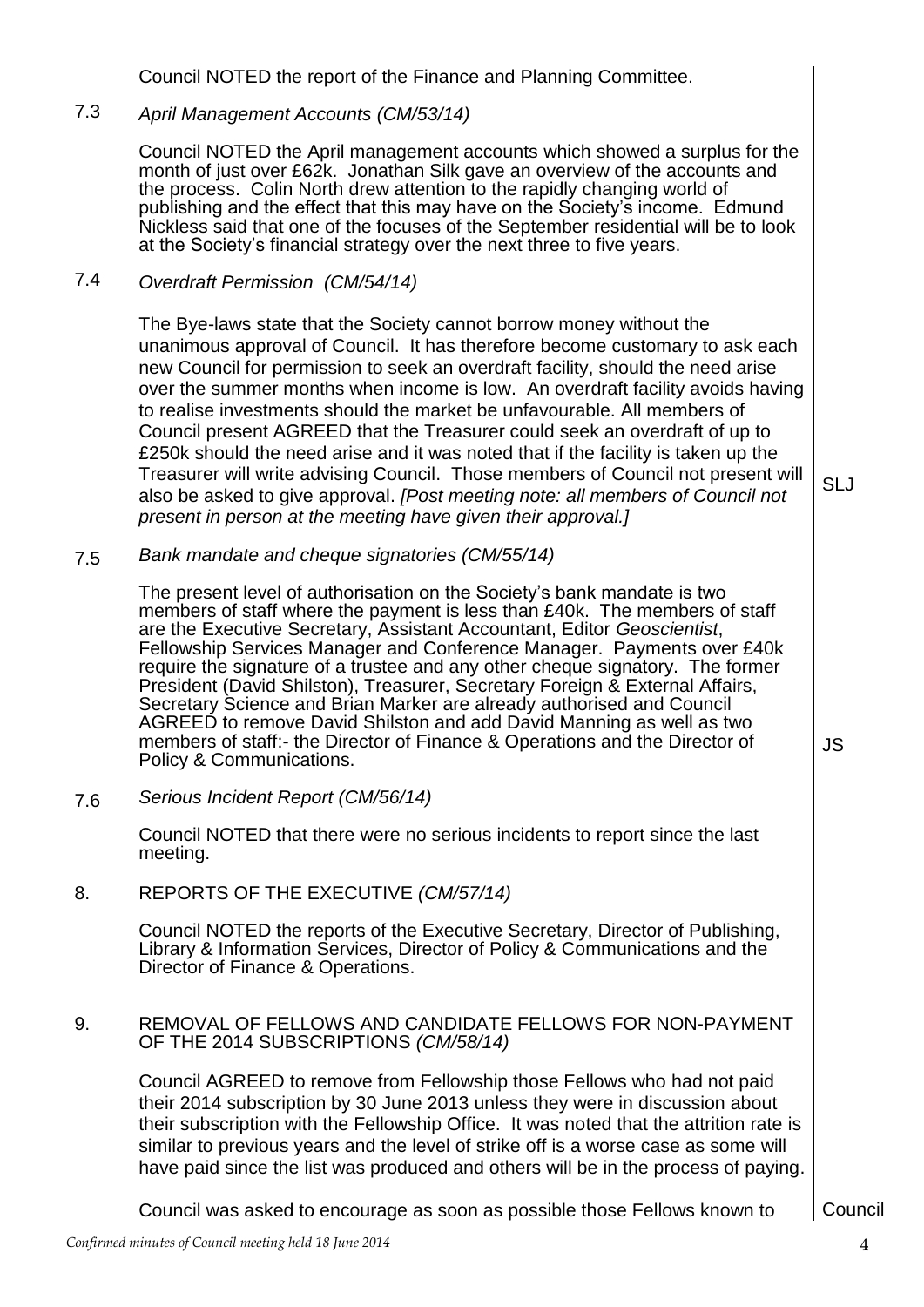Council NOTED the report of the Finance and Planning Committee.

7.3 *April Management Accounts (CM/53/14)*

Council NOTED the April management accounts which showed a surplus for the month of just over £62k. Jonathan Silk gave an overview of the accounts and the process. Colin North drew attention to the rapidly changing world of publishing and the effect that this may have on the Society's income. Edmund Nickless said that one of the focuses of the September residential will be to look at the Society's financial strategy over the next three to five years.

7.4 *Overdraft Permission (CM/54/14)*

The Bye-laws state that the Society cannot borrow money without the unanimous approval of Council. It has therefore become customary to ask each new Council for permission to seek an overdraft facility, should the need arise over the summer months when income is low. An overdraft facility avoids having to realise investments should the market be unfavourable. All members of Council present AGREED that the Treasurer could seek an overdraft of up to £250k should the need arise and it was noted that if the facility is taken up the Treasurer will write advising Council. Those members of Council not present will also be asked to give approval. *[Post meeting note: all members of Council not present in person at the meeting have given their approval.]* — **SLJ**

7.5 *Bank mandate and cheque signatories (CM/55/14)*

The present level of authorisation on the Society's bank mandate is two members of staff where the payment is less than £40k. The members of staff are the Executive Secretary, Assistant Accountant, Editor *Geoscientist*, Fellowship Services Manager and Conference Manager. Payments over £40k require the signature of a trustee and any other cheque signatory. The former President (David Shilston), Treasurer, Secretary Foreign & External Affairs, Secretary Science and Brian Marker are already authorised and Council AGREED to remove David Shilston and add David Manning as well as two members of staff:- the Director of Finance & Operations and the Director of Policy & Communications. — **JS**

7.6 *Serious Incident Report (CM/56/14)*

Council NOTED that there were no serious incidents to report since the last meeting.

8. REPORTS OF THE EXECUTIVE *(CM/57/14)*

Council NOTED the reports of the Executive Secretary, Director of Publishing, Library & Information Services, Director of Policy & Communications and the Director of Finance & Operations.

9. REMOVAL OF FELLOWS AND CANDIDATE FELLOWS FOR NON-PAYMENT OF THE 2014 SUBSCRIPTIONS *(CM/58/14)*

Council AGREED to remove from Fellowship those Fellows who had not paid their 2014 subscription by 30 June 2013 unless they were in discussion about their subscription with the Fellowship Office. It was noted that the attrition rate is similar to previous years and the level of strike off is a worse case as some will have paid since the list was produced and others will be in the process of paying.

Council was asked to encourage as soon as possible those Fellows known to — **Council**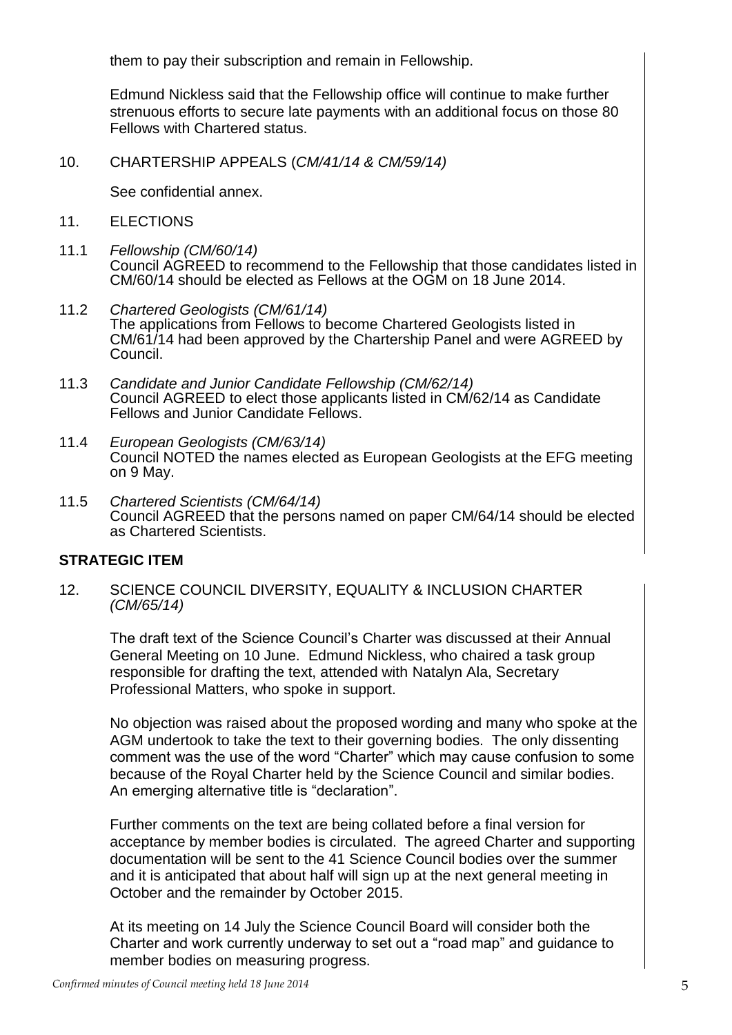them to pay their subscription and remain in Fellowship.

Edmund Nickless said that the Fellowship office will continue to make further strenuous efforts to secure late payments with an additional focus on those 80 Fellows with Chartered status.

10. CHARTERSHIP APPEALS (*CM/41/14 & CM/59/14)*

See confidential annex.

11. ELECTIONS

11.1 *Fellowship (CM/60/14)*
Council AGREED to recommend to the Fellowship that those candidates listed in CM/60/14 should be elected as Fellows at the OGM on 18 June 2014.

11.2 *Chartered Geologists (CM/61/14)*
The applications from Fellows to become Chartered Geologists listed in CM/61/14 had been approved by the Chartership Panel and were AGREED by Council.

11.3 *Candidate and Junior Candidate Fellowship (CM/62/14)*
Council AGREED to elect those applicants listed in CM/62/14 as Candidate Fellows and Junior Candidate Fellows.

11.4 *European Geologists (CM/63/14)*
Council NOTED the names elected as European Geologists at the EFG meeting on 9 May.

11.5 *Chartered Scientists (CM/64/14)*
Council AGREED that the persons named on paper CM/64/14 should be elected as Chartered Scientists.

**STRATEGIC ITEM**

12. SCIENCE COUNCIL DIVERSITY, EQUALITY & INCLUSION CHARTER *(CM/65/14)*

The draft text of the Science Council's Charter was discussed at their Annual General Meeting on 10 June. Edmund Nickless, who chaired a task group responsible for drafting the text, attended with Natalyn Ala, Secretary Professional Matters, who spoke in support.

No objection was raised about the proposed wording and many who spoke at the AGM undertook to take the text to their governing bodies. The only dissenting comment was the use of the word "Charter" which may cause confusion to some because of the Royal Charter held by the Science Council and similar bodies. An emerging alternative title is "declaration".

Further comments on the text are being collated before a final version for acceptance by member bodies is circulated. The agreed Charter and supporting documentation will be sent to the 41 Science Council bodies over the summer and it is anticipated that about half will sign up at the next general meeting in October and the remainder by October 2015.

At its meeting on 14 July the Science Council Board will consider both the Charter and work currently underway to set out a "road map" and guidance to member bodies on measuring progress.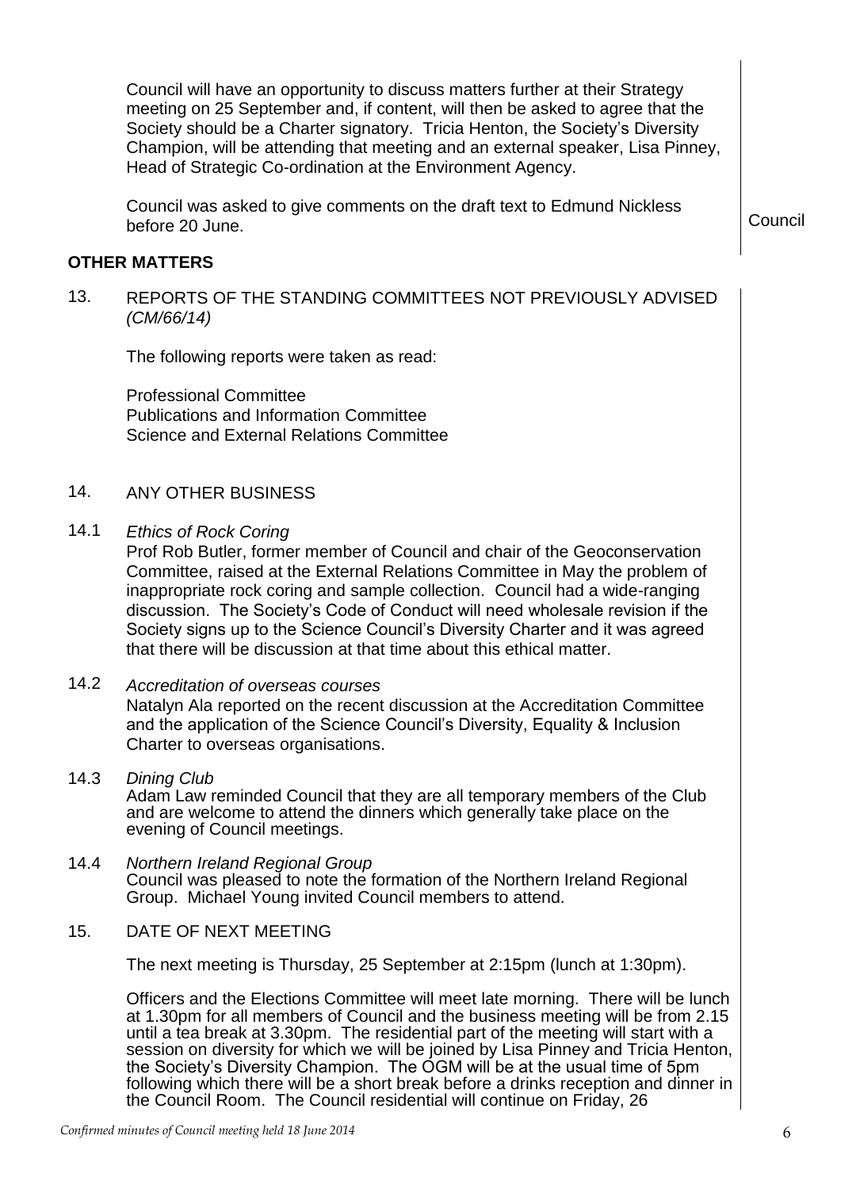Council will have an opportunity to discuss matters further at their Strategy meeting on 25 September and, if content, will then be asked to agree that the Society should be a Charter signatory. Tricia Henton, the Society's Diversity Champion, will be attending that meeting and an external speaker, Lisa Pinney, Head of Strategic Co-ordination at the Environment Agency.

Council was asked to give comments on the draft text to Edmund Nickless before 20 June. — **Council**

## OTHER MATTERS

### 13. REPORTS OF THE STANDING COMMITTEES NOT PREVIOUSLY ADVISED *(CM/66/14)*

The following reports were taken as read:

Professional Committee
Publications and Information Committee
Science and External Relations Committee

### 14. ANY OTHER BUSINESS

**14.1** *Ethics of Rock Coring*

Prof Rob Butler, former member of Council and chair of the Geoconservation Committee, raised at the External Relations Committee in May the problem of inappropriate rock coring and sample collection. Council had a wide-ranging discussion. The Society's Code of Conduct will need wholesale revision if the Society signs up to the Science Council's Diversity Charter and it was agreed that there will be discussion at that time about this ethical matter.

**14.2** *Accreditation of overseas courses*

Natalyn Ala reported on the recent discussion at the Accreditation Committee and the application of the Science Council's Diversity, Equality & Inclusion Charter to overseas organisations.

**14.3** *Dining Club*

Adam Law reminded Council that they are all temporary members of the Club and are welcome to attend the dinners which generally take place on the evening of Council meetings.

**14.4** *Northern Ireland Regional Group*

Council was pleased to note the formation of the Northern Ireland Regional Group. Michael Young invited Council members to attend.

### 15. DATE OF NEXT MEETING

The next meeting is Thursday, 25 September at 2:15pm (lunch at 1:30pm).

Officers and the Elections Committee will meet late morning. There will be lunch at 1.30pm for all members of Council and the business meeting will be from 2.15 until a tea break at 3.30pm. The residential part of the meeting will start with a session on diversity for which we will be joined by Lisa Pinney and Tricia Henton, the Society's Diversity Champion. The OGM will be at the usual time of 5pm following which there will be a short break before a drinks reception and dinner in the Council Room. The Council residential will continue on Friday, 26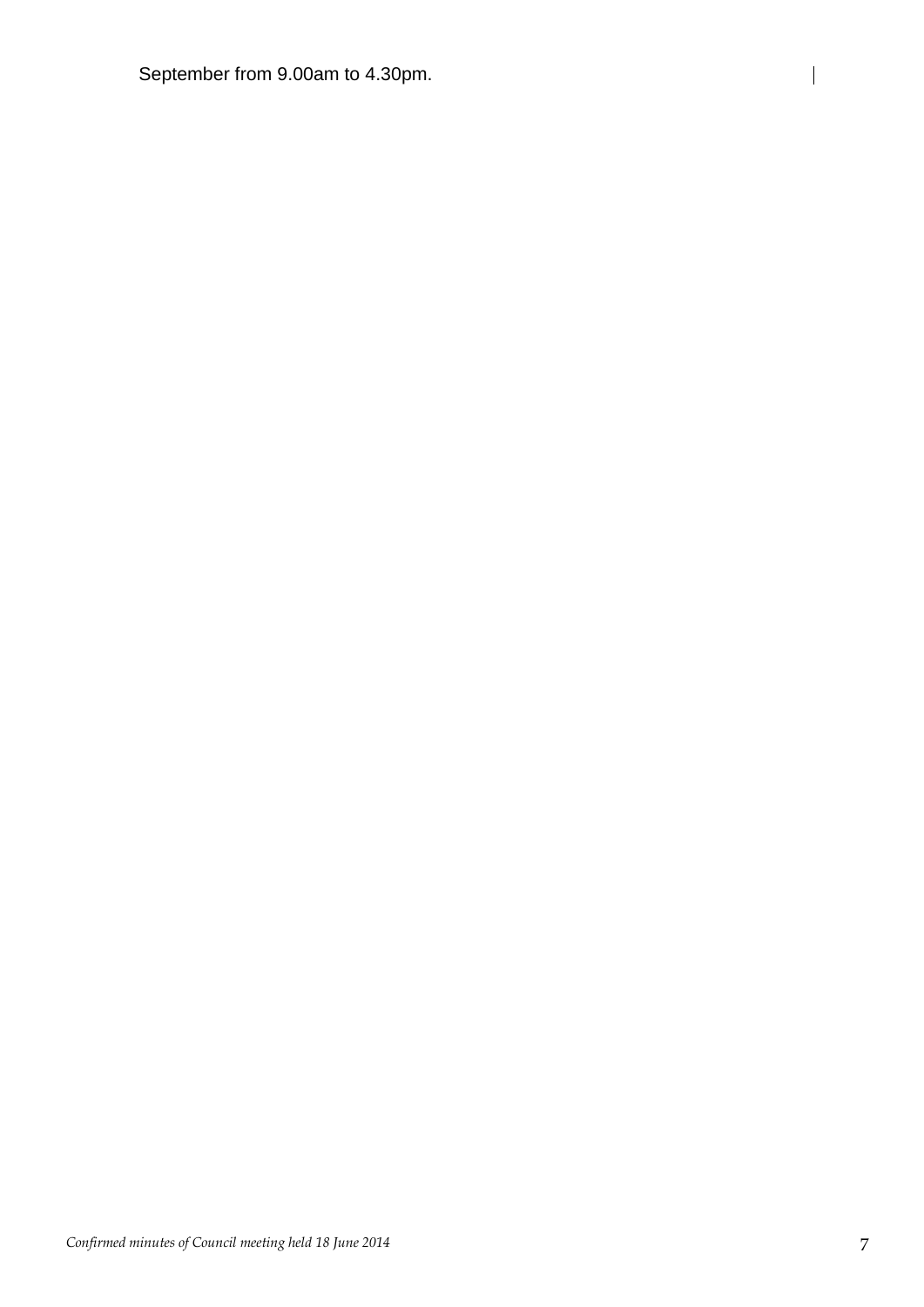September from 9.00am to 4.30pm.